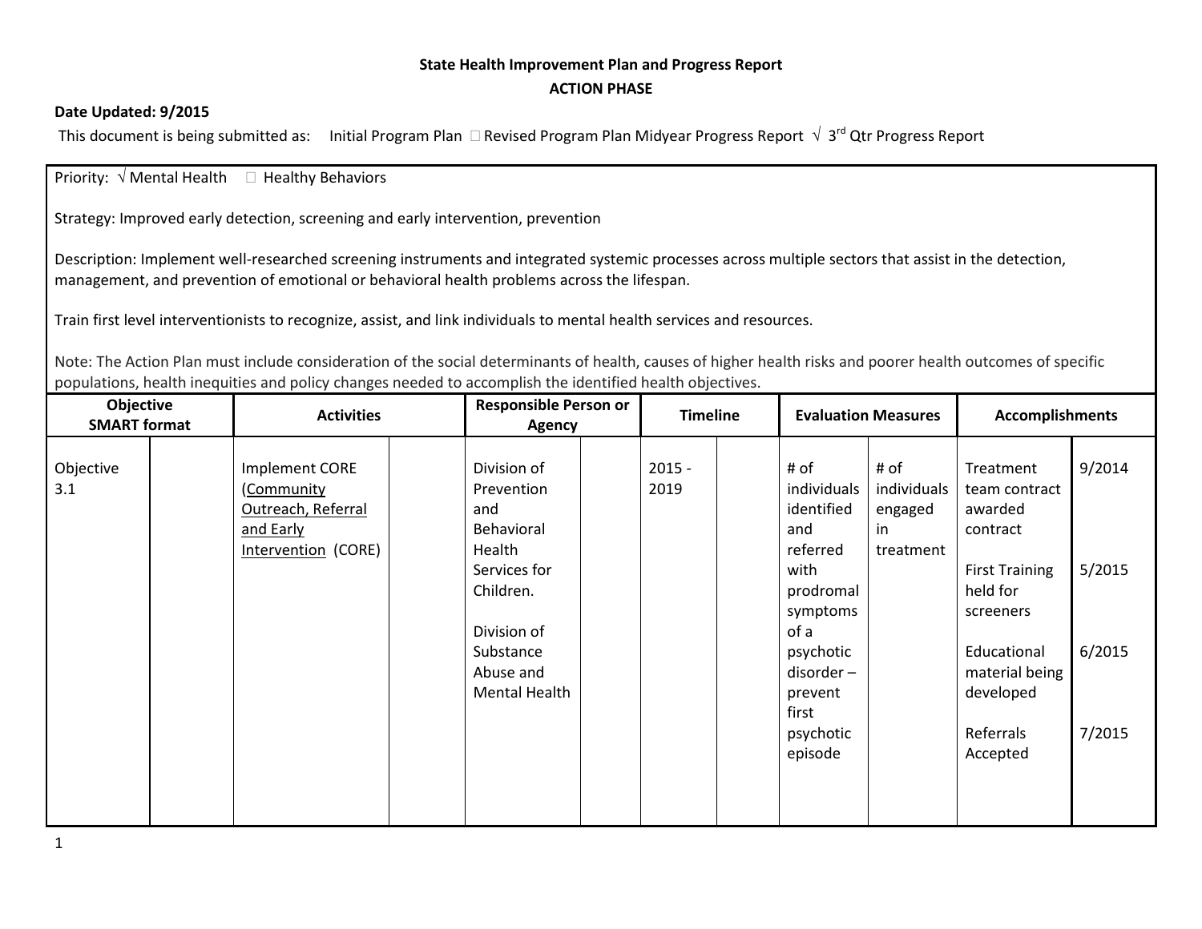**State Health Improvement Plan and Progress Report**

**ACTION PHASE**

**Date Updated: 9/2015**

This document is being submitted as: Initial Program Plan ☐ Revised Program Plan Midyear Progress Report √ 3rd Qtr Progress Report

Priority: √ Mental Health ☐ Healthy Behaviors

Strategy: Improved early detection, screening and early intervention, prevention

Description: Implement well-researched screening instruments and integrated systemic processes across multiple sectors that assist in the detection, management, and prevention of emotional or behavioral health problems across the lifespan.

Train first level interventionists to recognize, assist, and link individuals to mental health services and resources.

Note: The Action Plan must include consideration of the social determinants of health, causes of higher health risks and poorer health outcomes of specific populations, health inequities and policy changes needed to accomplish the identified health objectives.

| Objective SMART format | | Activities | | Responsible Person or Agency | | Timeline | | Evaluation Measures | | Accomplishments | |
|---|---|---|---|---|---|---|---|---|---|---|---|
| Objective 3.1 | | Implement CORE (Community Outreach, Referral and Early Intervention (CORE) | | Division of Prevention and Behavioral Health Services for Children.<br><br>Division of Substance Abuse and Mental Health | | 2015 - 2019 | | # of individuals identified and referred with prodromal symptoms of a psychotic disorder – prevent first psychotic episode | # of individuals engaged in treatment | Treatment team contract awarded contract<br><br>First Training held for screeners<br><br>Educational material being developed<br><br>Referrals Accepted | 9/2014<br><br>5/2015<br><br>6/2015<br><br>7/2015 |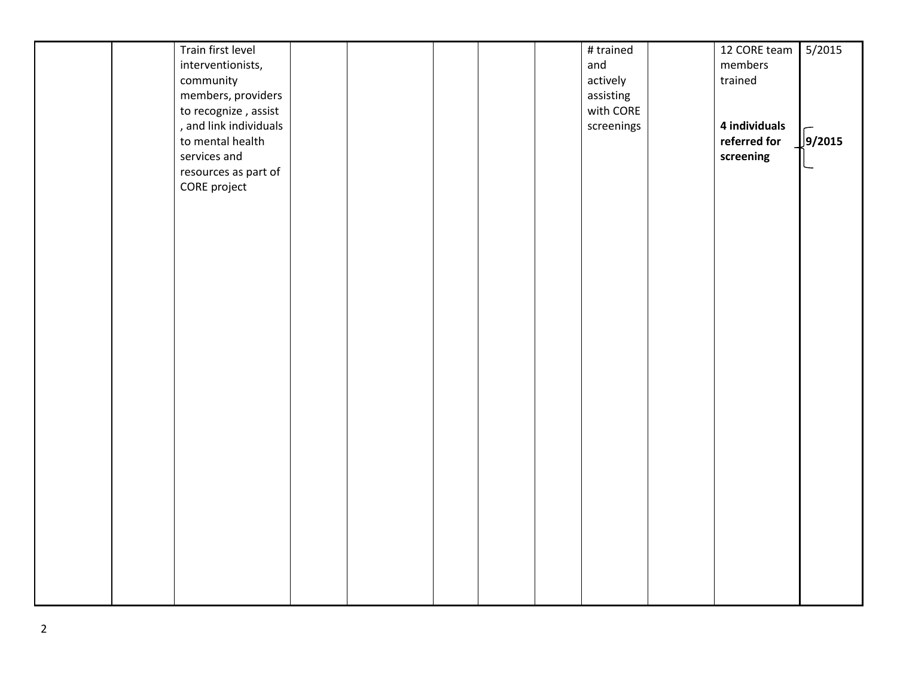| | | | | | | | | | | | |
|---|---|---|---|---|---|---|---|---|---|---|---|
| | | Train first level interventionists, community members, providers to recognize , assist , and link individuals to mental health services and resources as part of CORE project | | | | | | # trained and actively assisting with CORE screenings | | 12 CORE team members trained<br><br>**4 individuals referred for screening** | 5/2015<br><br>**9/2015** |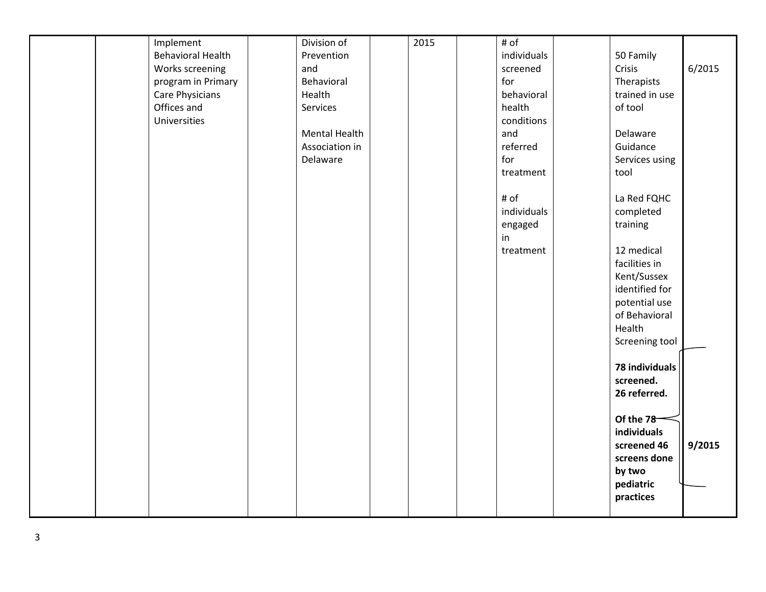| | | | | | | | | | | | |
|---|---|---|---|---|---|---|---|---|---|---|---|
| | | Implement Behavioral Health Works screening program in Primary Care Physicians Offices and Universities | | Division of Prevention and Behavioral Health Services<br><br>Mental Health Association in Delaware | | 2015 | | # of individuals screened for behavioral health conditions and referred for treatment<br><br># of individuals engaged in treatment | | 50 Family Crisis Therapists trained in use of tool<br><br>Delaware Guidance Services using tool<br><br>La Red FQHC completed training<br><br>12 medical facilities in Kent/Sussex identified for potential use of Behavioral Health Screening tool<br><br>**78 individuals screened. 26 referred.**<br><br>**Of the 78 individuals screened 46 screens done by two pediatric practices** | 6/2015<br><br>**9/2015** |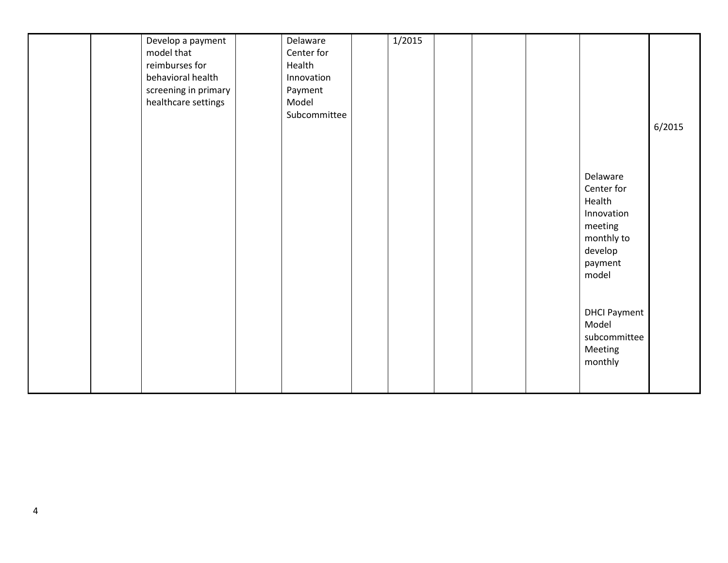| | | | | | | | | | | | |
|---|---|---|---|---|---|---|---|---|---|---|---|
| | | Develop a payment model that reimburses for behavioral health screening in primary healthcare settings | | Delaware Center for Health Innovation Payment Model Subcommittee | | 1/2015 | | | | Delaware Center for Health Innovation meeting monthly to develop payment model<br><br>DHCI Payment Model subcommittee Meeting monthly | 6/2015 |